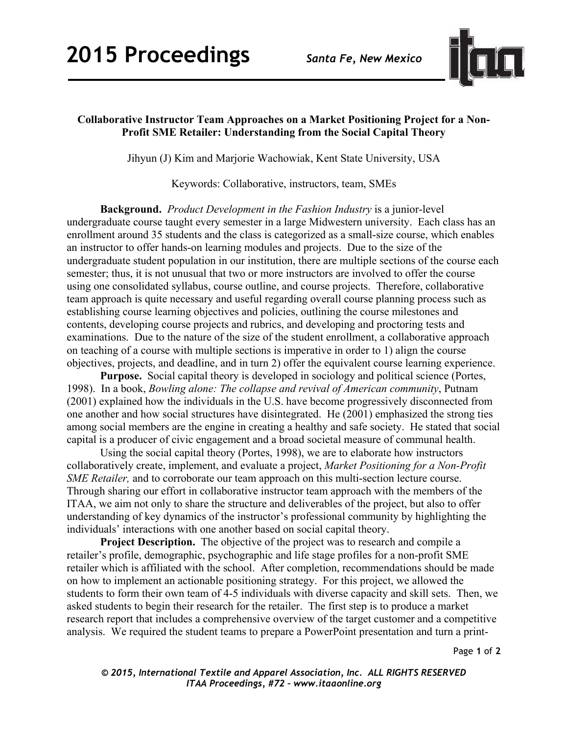**Collaborative Instructor Team Approaches on a Market Positioning Project for a Non-Profit SME Retailer: Understanding from the Social Capital Theory**

Jihyun (J) Kim and Marjorie Wachowiak, Kent State University, USA

Keywords: Collaborative, instructors, team, SMEs

**Background.** *Product Development in the Fashion Industry* is a junior-level undergraduate course taught every semester in a large Midwestern university. Each class has an enrollment around 35 students and the class is categorized as a small-size course, which enables an instructor to offer hands-on learning modules and projects. Due to the size of the undergraduate student population in our institution, there are multiple sections of the course each semester; thus, it is not unusual that two or more instructors are involved to offer the course using one consolidated syllabus, course outline, and course projects. Therefore, collaborative team approach is quite necessary and useful regarding overall course planning process such as establishing course learning objectives and policies, outlining the course milestones and contents, developing course projects and rubrics, and developing and proctoring tests and examinations. Due to the nature of the size of the student enrollment, a collaborative approach on teaching of a course with multiple sections is imperative in order to 1) align the course objectives, projects, and deadline, and in turn 2) offer the equivalent course learning experience.

**Purpose.** Social capital theory is developed in sociology and political science (Portes, 1998). In a book, *Bowling alone: The collapse and revival of American community*, Putnam (2001) explained how the individuals in the U.S. have become progressively disconnected from one another and how social structures have disintegrated. He (2001) emphasized the strong ties among social members are the engine in creating a healthy and safe society. He stated that social capital is a producer of civic engagement and a broad societal measure of communal health.

Using the social capital theory (Portes, 1998), we are to elaborate how instructors collaboratively create, implement, and evaluate a project, *Market Positioning for a Non-Profit SME Retailer,* and to corroborate our team approach on this multi-section lecture course. Through sharing our effort in collaborative instructor team approach with the members of the ITAA, we aim not only to share the structure and deliverables of the project, but also to offer understanding of key dynamics of the instructor's professional community by highlighting the individuals' interactions with one another based on social capital theory.

**Project Description.** The objective of the project was to research and compile a retailer's profile, demographic, psychographic and life stage profiles for a non-profit SME retailer which is affiliated with the school. After completion, recommendations should be made on how to implement an actionable positioning strategy. For this project, we allowed the students to form their own team of 4-5 individuals with diverse capacity and skill sets. Then, we asked students to begin their research for the retailer. The first step is to produce a market research report that includes a comprehensive overview of the target customer and a competitive analysis. We required the student teams to prepare a PowerPoint presentation and turn a print-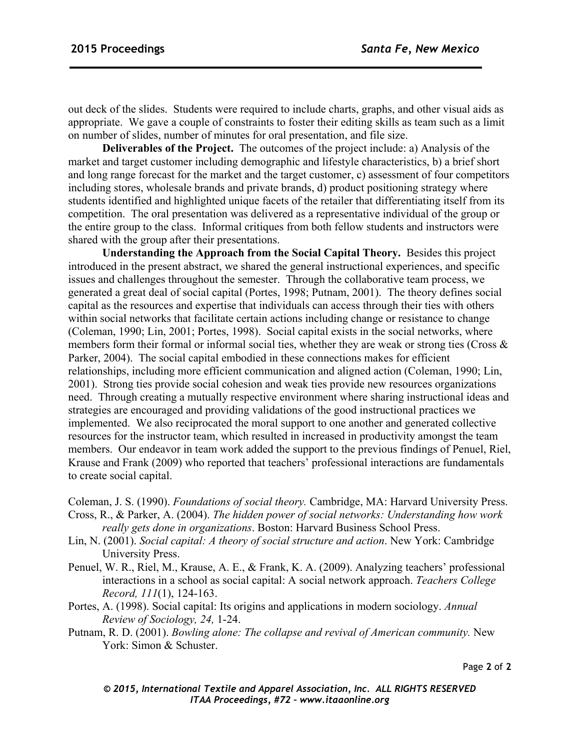out deck of the slides. Students were required to include charts, graphs, and other visual aids as appropriate. We gave a couple of constraints to foster their editing skills as team such as a limit on number of slides, number of minutes for oral presentation, and file size.

**Deliverables of the Project.** The outcomes of the project include: a) Analysis of the market and target customer including demographic and lifestyle characteristics, b) a brief short and long range forecast for the market and the target customer, c) assessment of four competitors including stores, wholesale brands and private brands, d) product positioning strategy where students identified and highlighted unique facets of the retailer that differentiating itself from its competition. The oral presentation was delivered as a representative individual of the group or the entire group to the class. Informal critiques from both fellow students and instructors were shared with the group after their presentations.

**Understanding the Approach from the Social Capital Theory.** Besides this project introduced in the present abstract, we shared the general instructional experiences, and specific issues and challenges throughout the semester. Through the collaborative team process, we generated a great deal of social capital (Portes, 1998; Putnam, 2001). The theory defines social capital as the resources and expertise that individuals can access through their ties with others within social networks that facilitate certain actions including change or resistance to change (Coleman, 1990; Lin, 2001; Portes, 1998). Social capital exists in the social networks, where members form their formal or informal social ties, whether they are weak or strong ties (Cross & Parker, 2004). The social capital embodied in these connections makes for efficient relationships, including more efficient communication and aligned action (Coleman, 1990; Lin, 2001). Strong ties provide social cohesion and weak ties provide new resources organizations need. Through creating a mutually respective environment where sharing instructional ideas and strategies are encouraged and providing validations of the good instructional practices we implemented. We also reciprocated the moral support to one another and generated collective resources for the instructor team, which resulted in increased in productivity amongst the team members. Our endeavor in team work added the support to the previous findings of Penuel, Riel, Krause and Frank (2009) who reported that teachers' professional interactions are fundamentals to create social capital.

Coleman, J. S. (1990). *Foundations of social theory.* Cambridge, MA: Harvard University Press.

Cross, R., & Parker, A. (2004). *The hidden power of social networks: Understanding how work really gets done in organizations*. Boston: Harvard Business School Press.

Lin, N. (2001). *Social capital: A theory of social structure and action*. New York: Cambridge University Press.

Penuel, W. R., Riel, M., Krause, A. E., & Frank, K. A. (2009). Analyzing teachers' professional interactions in a school as social capital: A social network approach. *Teachers College Record, 111*(1), 124-163.

Portes, A. (1998). Social capital: Its origins and applications in modern sociology. *Annual Review of Sociology, 24,* 1-24.

Putnam, R. D. (2001). *Bowling alone: The collapse and revival of American community.* New York: Simon & Schuster.